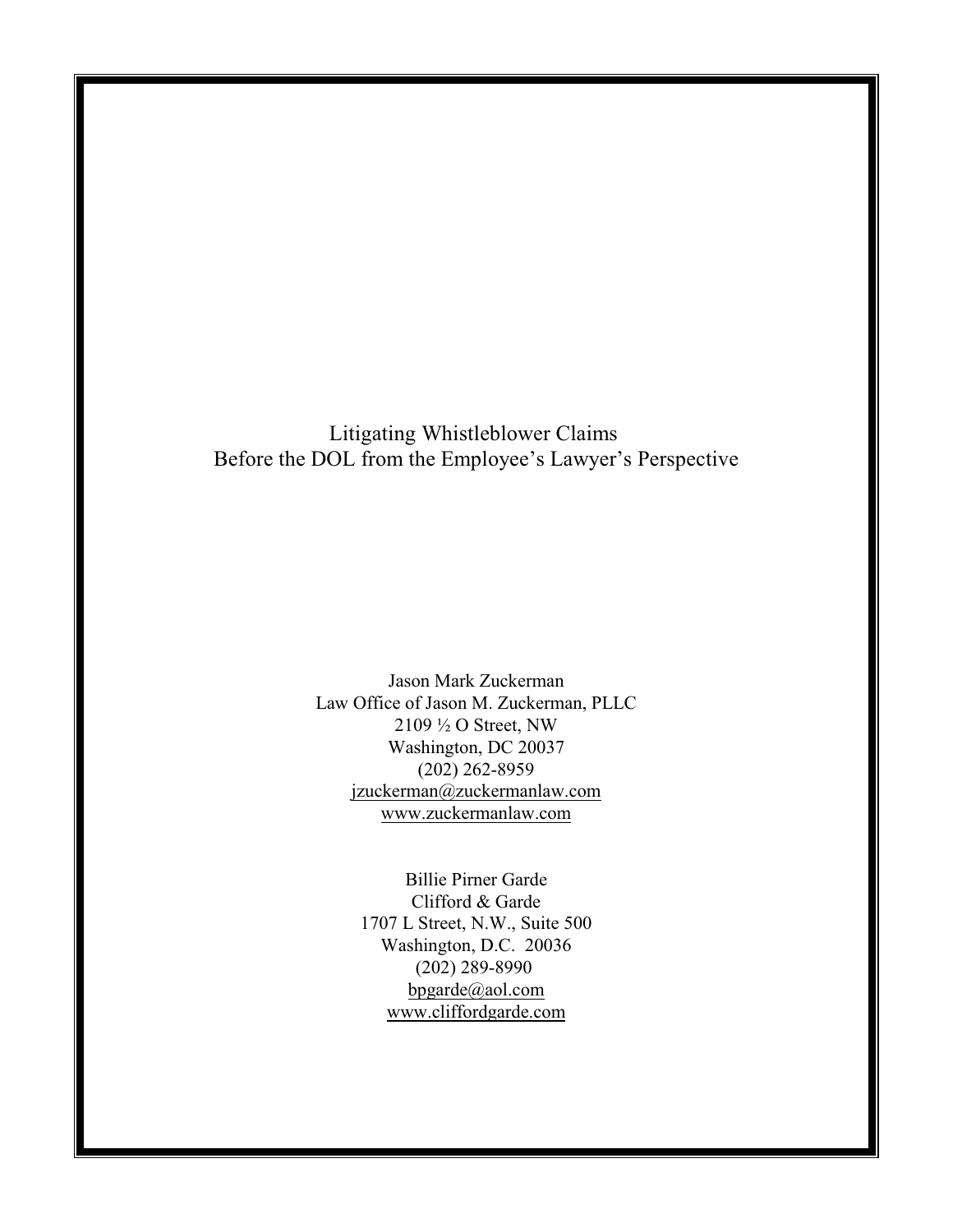# Litigating Whistleblower Claims Before the DOL from the Employee's Lawyer's Perspective

Jason Mark Zuckerman
Law Office of Jason M. Zuckerman, PLLC
2109 ½ O Street, NW
Washington, DC 20037
(202) 262-8959
jzuckerman@zuckermanlaw.com
www.zuckermanlaw.com

Billie Pirner Garde
Clifford & Garde
1707 L Street, N.W., Suite 500
Washington, D.C. 20036
(202) 289-8990
bpgarde@aol.com
www.cliffordgarde.com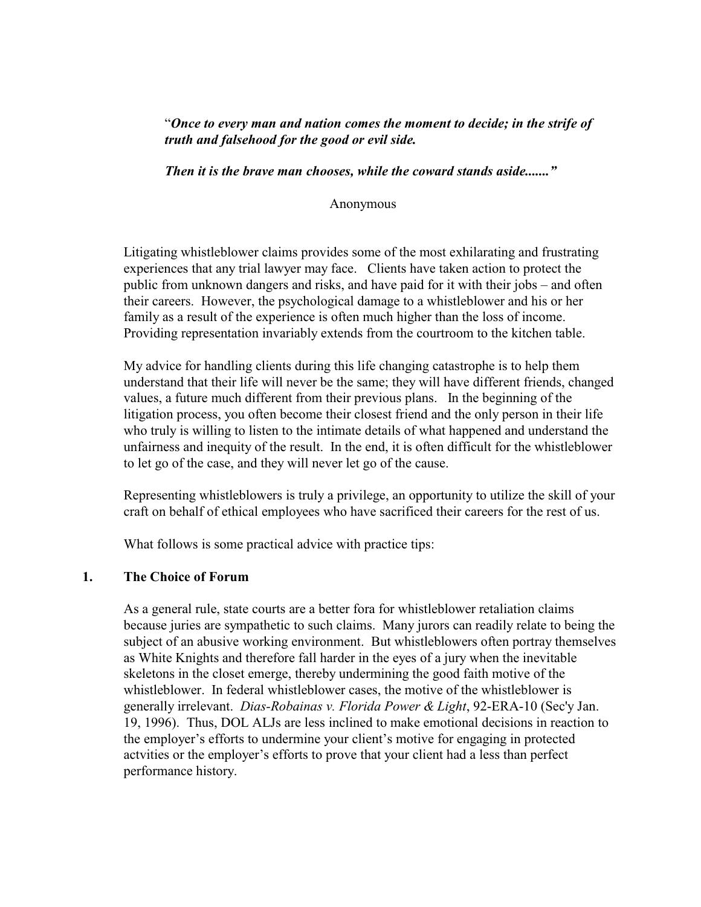"***Once to every man and nation comes the moment to decide; in the strife of truth and falsehood for the good or evil side.***

***Then it is the brave man chooses, while the coward stands aside......."***

Anonymous

Litigating whistleblower claims provides some of the most exhilarating and frustrating experiences that any trial lawyer may face. Clients have taken action to protect the public from unknown dangers and risks, and have paid for it with their jobs – and often their careers. However, the psychological damage to a whistleblower and his or her family as a result of the experience is often much higher than the loss of income. Providing representation invariably extends from the courtroom to the kitchen table.

My advice for handling clients during this life changing catastrophe is to help them understand that their life will never be the same; they will have different friends, changed values, a future much different from their previous plans. In the beginning of the litigation process, you often become their closest friend and the only person in their life who truly is willing to listen to the intimate details of what happened and understand the unfairness and inequity of the result. In the end, it is often difficult for the whistleblower to let go of the case, and they will never let go of the cause.

Representing whistleblowers is truly a privilege, an opportunity to utilize the skill of your craft on behalf of ethical employees who have sacrificed their careers for the rest of us.

What follows is some practical advice with practice tips:

## 1. The Choice of Forum

As a general rule, state courts are a better fora for whistleblower retaliation claims because juries are sympathetic to such claims. Many jurors can readily relate to being the subject of an abusive working environment. But whistleblowers often portray themselves as White Knights and therefore fall harder in the eyes of a jury when the inevitable skeletons in the closet emerge, thereby undermining the good faith motive of the whistleblower. In federal whistleblower cases, the motive of the whistleblower is generally irrelevant. *Dias-Robainas v. Florida Power & Light*, 92-ERA-10 (Sec'y Jan. 19, 1996). Thus, DOL ALJs are less inclined to make emotional decisions in reaction to the employer's efforts to undermine your client's motive for engaging in protected actvities or the employer's efforts to prove that your client had a less than perfect performance history.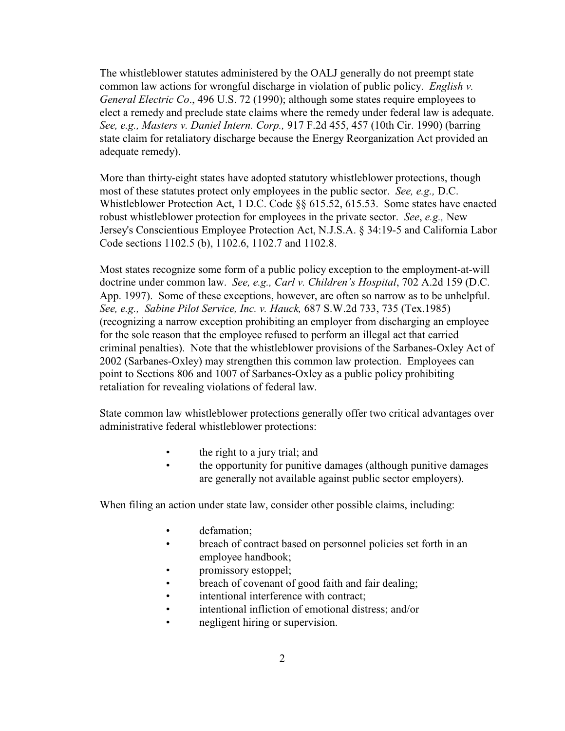The whistleblower statutes administered by the OALJ generally do not preempt state common law actions for wrongful discharge in violation of public policy. *English v. General Electric Co*., 496 U.S. 72 (1990); although some states require employees to elect a remedy and preclude state claims where the remedy under federal law is adequate. *See, e.g., Masters v. Daniel Intern. Corp.,* 917 F.2d 455, 457 (10th Cir. 1990) (barring state claim for retaliatory discharge because the Energy Reorganization Act provided an adequate remedy).

More than thirty-eight states have adopted statutory whistleblower protections, though most of these statutes protect only employees in the public sector. *See, e.g.,* D.C. Whistleblower Protection Act, 1 D.C. Code §§ 615.52, 615.53. Some states have enacted robust whistleblower protection for employees in the private sector. *See*, *e.g.,* New Jersey's Conscientious Employee Protection Act, N.J.S.A. § 34:19-5 and California Labor Code sections 1102.5 (b), 1102.6, 1102.7 and 1102.8.

Most states recognize some form of a public policy exception to the employment-at-will doctrine under common law. *See, e.g., Carl v. Children's Hospital*, 702 A.2d 159 (D.C. App. 1997). Some of these exceptions, however, are often so narrow as to be unhelpful. *See, e.g., Sabine Pilot Service, Inc. v. Hauck,* 687 S.W.2d 733, 735 (Tex.1985) (recognizing a narrow exception prohibiting an employer from discharging an employee for the sole reason that the employee refused to perform an illegal act that carried criminal penalties). Note that the whistleblower provisions of the Sarbanes-Oxley Act of 2002 (Sarbanes-Oxley) may strengthen this common law protection. Employees can point to Sections 806 and 1007 of Sarbanes-Oxley as a public policy prohibiting retaliation for revealing violations of federal law.

State common law whistleblower protections generally offer two critical advantages over administrative federal whistleblower protections:

- the right to a jury trial; and
- the opportunity for punitive damages (although punitive damages are generally not available against public sector employers).

When filing an action under state law, consider other possible claims, including:

- defamation;
- breach of contract based on personnel policies set forth in an employee handbook;
- promissory estoppel;
- breach of covenant of good faith and fair dealing;
- intentional interference with contract;
- intentional infliction of emotional distress; and/or
- negligent hiring or supervision.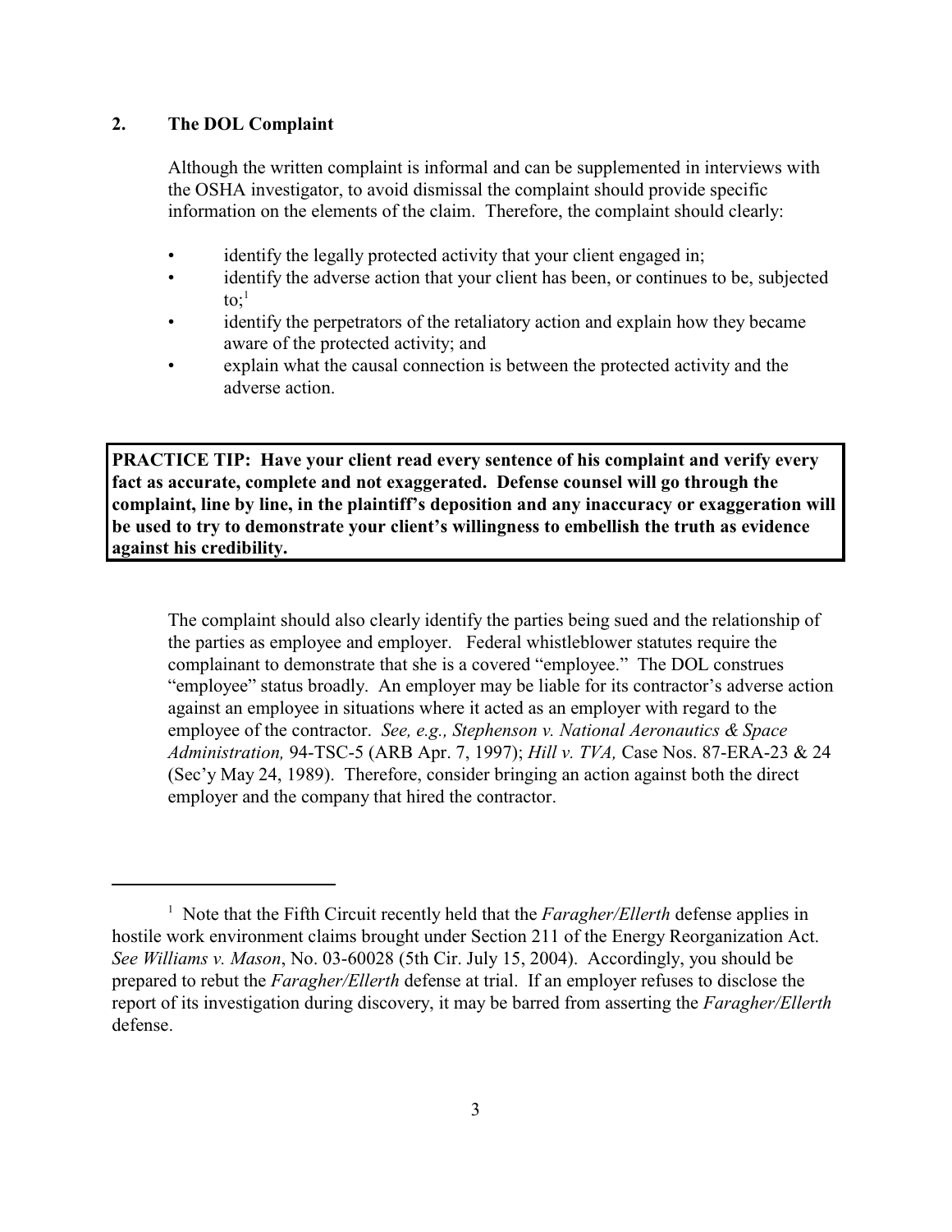## 2. The DOL Complaint

Although the written complaint is informal and can be supplemented in interviews with the OSHA investigator, to avoid dismissal the complaint should provide specific information on the elements of the claim. Therefore, the complaint should clearly:

- identify the legally protected activity that your client engaged in;
- identify the adverse action that your client has been, or continues to be, subjected to;[1]
- identify the perpetrators of the retaliatory action and explain how they became aware of the protected activity; and
- explain what the causal connection is between the protected activity and the adverse action.

> **PRACTICE TIP: Have your client read every sentence of his complaint and verify every fact as accurate, complete and not exaggerated. Defense counsel will go through the complaint, line by line, in the plaintiff's deposition and any inaccuracy or exaggeration will be used to try to demonstrate your client's willingness to embellish the truth as evidence against his credibility.**

The complaint should also clearly identify the parties being sued and the relationship of the parties as employee and employer. Federal whistleblower statutes require the complainant to demonstrate that she is a covered "employee." The DOL construes "employee" status broadly. An employer may be liable for its contractor's adverse action against an employee in situations where it acted as an employer with regard to the employee of the contractor. *See, e.g., Stephenson v. National Aeronautics & Space Administration,* 94-TSC-5 (ARB Apr. 7, 1997); *Hill v. TVA,* Case Nos. 87-ERA-23 & 24 (Sec'y May 24, 1989). Therefore, consider bringing an action against both the direct employer and the company that hired the contractor.

---

[1] Note that the Fifth Circuit recently held that the *Faragher/Ellerth* defense applies in hostile work environment claims brought under Section 211 of the Energy Reorganization Act. *See Williams v. Mason*, No. 03-60028 (5th Cir. July 15, 2004). Accordingly, you should be prepared to rebut the *Faragher/Ellerth* defense at trial. If an employer refuses to disclose the report of its investigation during discovery, it may be barred from asserting the *Faragher/Ellerth* defense.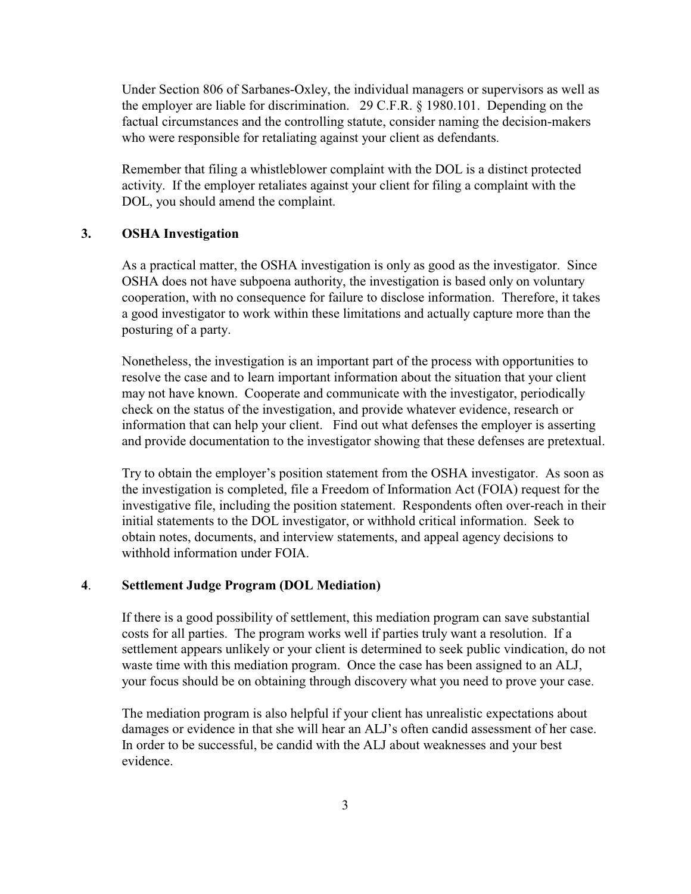Under Section 806 of Sarbanes-Oxley, the individual managers or supervisors as well as the employer are liable for discrimination. 29 C.F.R. § 1980.101. Depending on the factual circumstances and the controlling statute, consider naming the decision-makers who were responsible for retaliating against your client as defendants.

Remember that filing a whistleblower complaint with the DOL is a distinct protected activity. If the employer retaliates against your client for filing a complaint with the DOL, you should amend the complaint.

### 3. OSHA Investigation

As a practical matter, the OSHA investigation is only as good as the investigator. Since OSHA does not have subpoena authority, the investigation is based only on voluntary cooperation, with no consequence for failure to disclose information. Therefore, it takes a good investigator to work within these limitations and actually capture more than the posturing of a party.

Nonetheless, the investigation is an important part of the process with opportunities to resolve the case and to learn important information about the situation that your client may not have known. Cooperate and communicate with the investigator, periodically check on the status of the investigation, and provide whatever evidence, research or information that can help your client. Find out what defenses the employer is asserting and provide documentation to the investigator showing that these defenses are pretextual.

Try to obtain the employer's position statement from the OSHA investigator. As soon as the investigation is completed, file a Freedom of Information Act (FOIA) request for the investigative file, including the position statement. Respondents often over-reach in their initial statements to the DOL investigator, or withhold critical information. Seek to obtain notes, documents, and interview statements, and appeal agency decisions to withhold information under FOIA.

### 4. Settlement Judge Program (DOL Mediation)

If there is a good possibility of settlement, this mediation program can save substantial costs for all parties. The program works well if parties truly want a resolution. If a settlement appears unlikely or your client is determined to seek public vindication, do not waste time with this mediation program. Once the case has been assigned to an ALJ, your focus should be on obtaining through discovery what you need to prove your case.

The mediation program is also helpful if your client has unrealistic expectations about damages or evidence in that she will hear an ALJ's often candid assessment of her case. In order to be successful, be candid with the ALJ about weaknesses and your best evidence.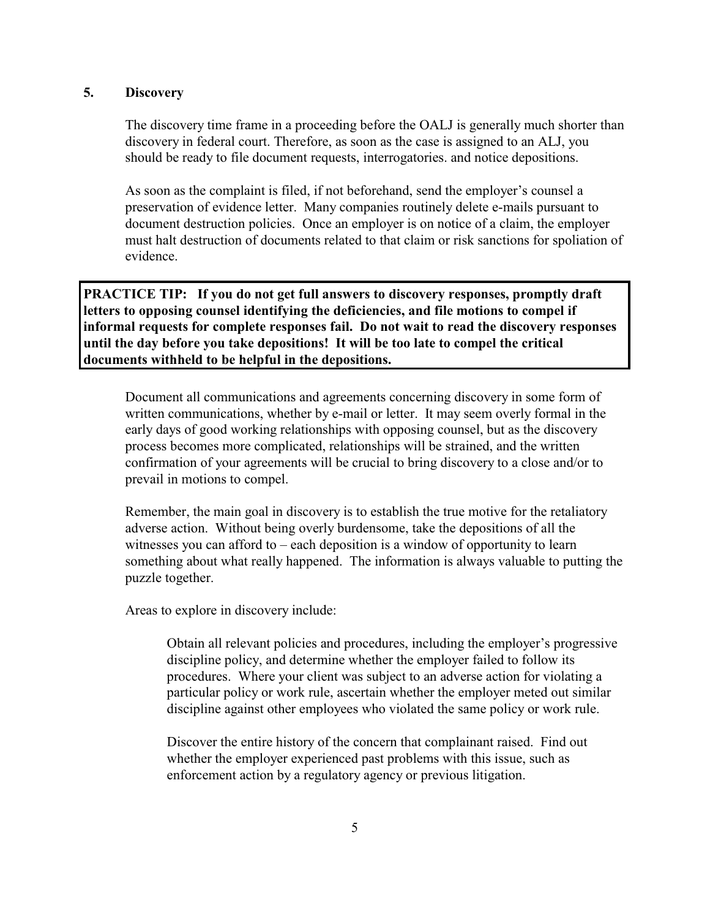## 5. Discovery

The discovery time frame in a proceeding before the OALJ is generally much shorter than discovery in federal court. Therefore, as soon as the case is assigned to an ALJ, you should be ready to file document requests, interrogatories. and notice depositions.

As soon as the complaint is filed, if not beforehand, send the employer's counsel a preservation of evidence letter. Many companies routinely delete e-mails pursuant to document destruction policies. Once an employer is on notice of a claim, the employer must halt destruction of documents related to that claim or risk sanctions for spoliation of evidence.

> **PRACTICE TIP: If you do not get full answers to discovery responses, promptly draft letters to opposing counsel identifying the deficiencies, and file motions to compel if informal requests for complete responses fail. Do not wait to read the discovery responses until the day before you take depositions! It will be too late to compel the critical documents withheld to be helpful in the depositions.**

Document all communications and agreements concerning discovery in some form of written communications, whether by e-mail or letter. It may seem overly formal in the early days of good working relationships with opposing counsel, but as the discovery process becomes more complicated, relationships will be strained, and the written confirmation of your agreements will be crucial to bring discovery to a close and/or to prevail in motions to compel.

Remember, the main goal in discovery is to establish the true motive for the retaliatory adverse action. Without being overly burdensome, take the depositions of all the witnesses you can afford to – each deposition is a window of opportunity to learn something about what really happened. The information is always valuable to putting the puzzle together.

Areas to explore in discovery include:

Obtain all relevant policies and procedures, including the employer's progressive discipline policy, and determine whether the employer failed to follow its procedures. Where your client was subject to an adverse action for violating a particular policy or work rule, ascertain whether the employer meted out similar discipline against other employees who violated the same policy or work rule.

Discover the entire history of the concern that complainant raised. Find out whether the employer experienced past problems with this issue, such as enforcement action by a regulatory agency or previous litigation.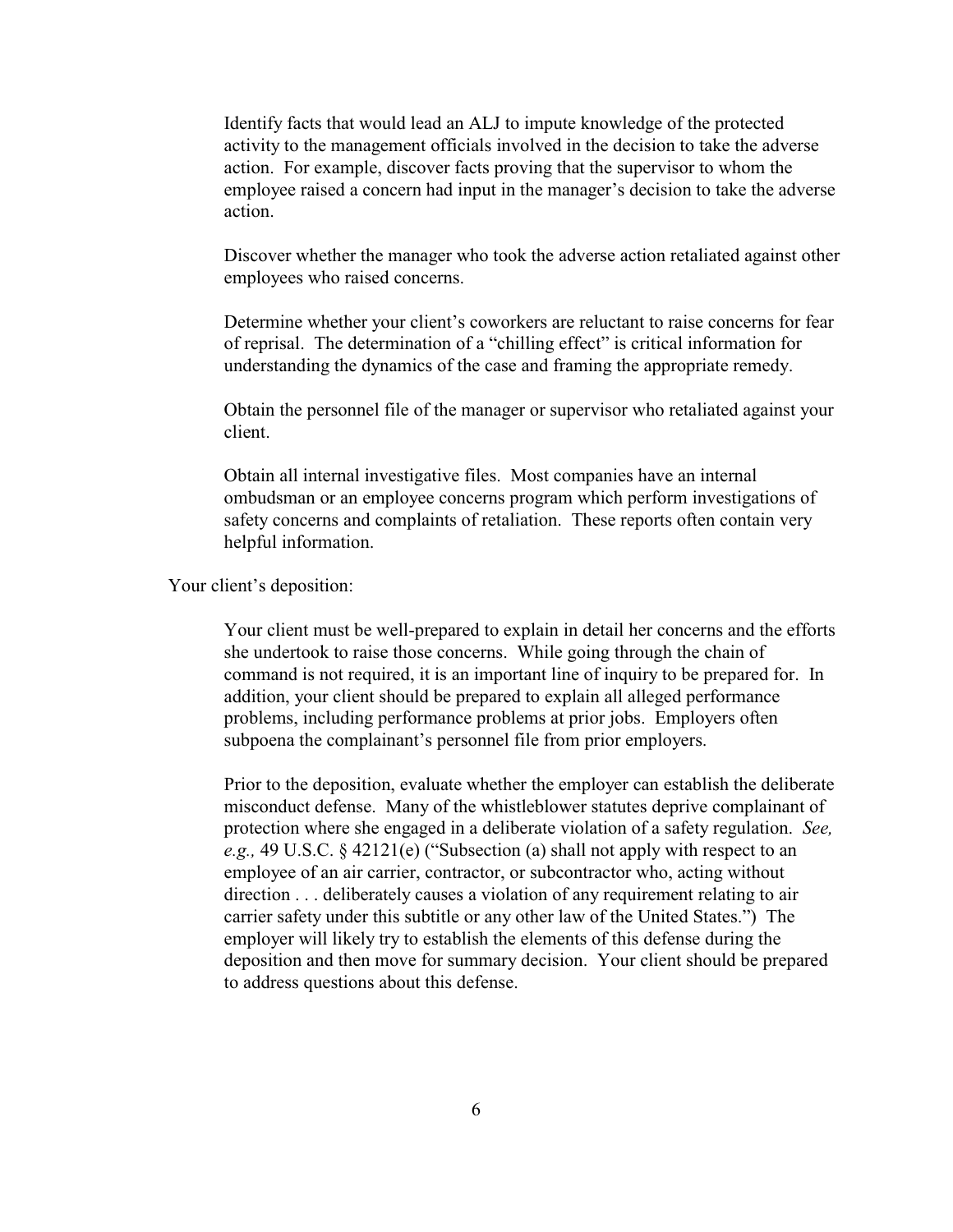Identify facts that would lead an ALJ to impute knowledge of the protected activity to the management officials involved in the decision to take the adverse action. For example, discover facts proving that the supervisor to whom the employee raised a concern had input in the manager's decision to take the adverse action.

Discover whether the manager who took the adverse action retaliated against other employees who raised concerns.

Determine whether your client's coworkers are reluctant to raise concerns for fear of reprisal. The determination of a "chilling effect" is critical information for understanding the dynamics of the case and framing the appropriate remedy.

Obtain the personnel file of the manager or supervisor who retaliated against your client.

Obtain all internal investigative files. Most companies have an internal ombudsman or an employee concerns program which perform investigations of safety concerns and complaints of retaliation. These reports often contain very helpful information.

Your client's deposition:

Your client must be well-prepared to explain in detail her concerns and the efforts she undertook to raise those concerns. While going through the chain of command is not required, it is an important line of inquiry to be prepared for. In addition, your client should be prepared to explain all alleged performance problems, including performance problems at prior jobs. Employers often subpoena the complainant's personnel file from prior employers.

Prior to the deposition, evaluate whether the employer can establish the deliberate misconduct defense. Many of the whistleblower statutes deprive complainant of protection where she engaged in a deliberate violation of a safety regulation. *See, e.g.,* 49 U.S.C. § 42121(e) ("Subsection (a) shall not apply with respect to an employee of an air carrier, contractor, or subcontractor who, acting without direction . . . deliberately causes a violation of any requirement relating to air carrier safety under this subtitle or any other law of the United States.") The employer will likely try to establish the elements of this defense during the deposition and then move for summary decision. Your client should be prepared to address questions about this defense.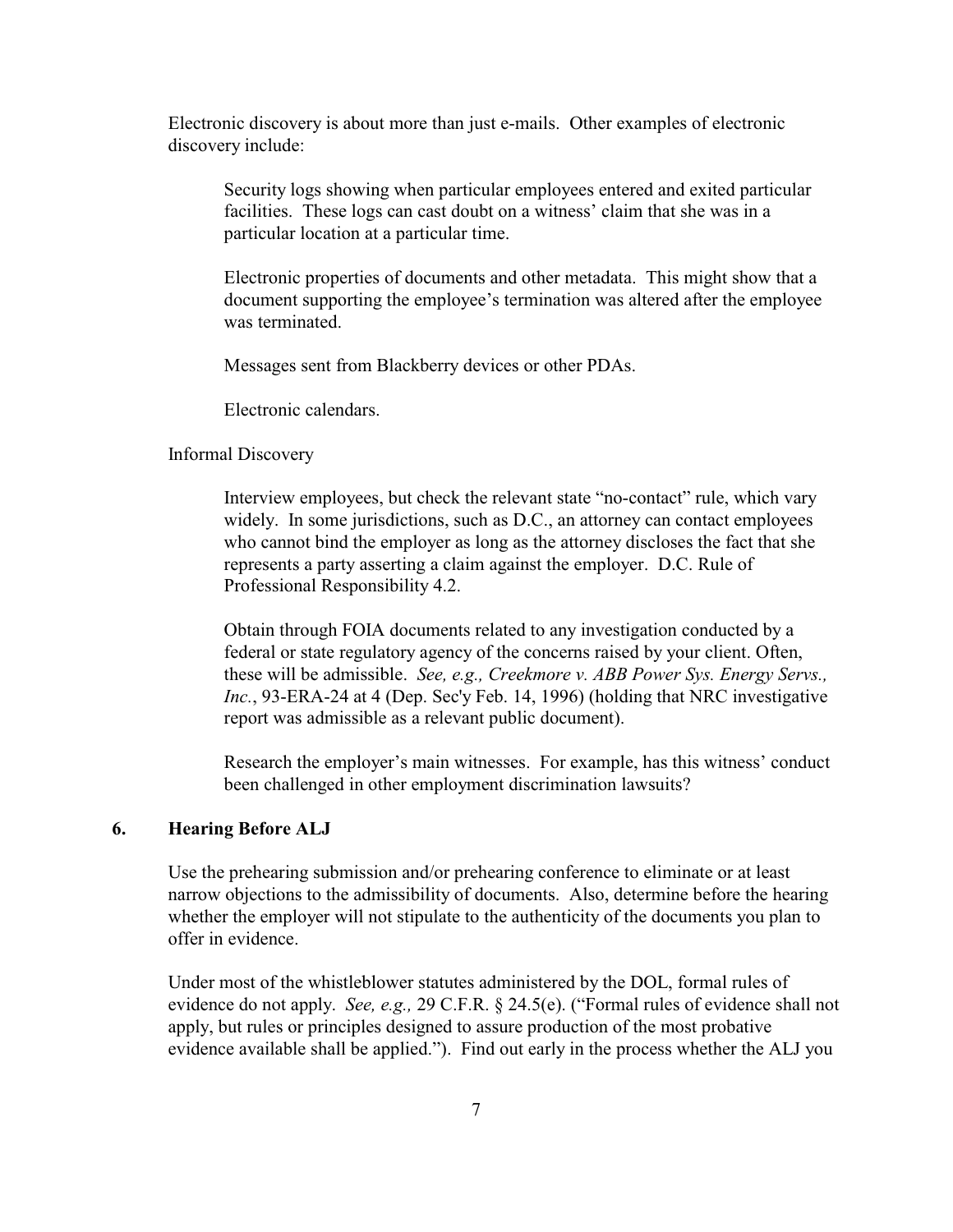Electronic discovery is about more than just e-mails. Other examples of electronic discovery include:

> Security logs showing when particular employees entered and exited particular facilities. These logs can cast doubt on a witness' claim that she was in a particular location at a particular time.
>
> Electronic properties of documents and other metadata. This might show that a document supporting the employee's termination was altered after the employee was terminated.
>
> Messages sent from Blackberry devices or other PDAs.
>
> Electronic calendars.

Informal Discovery

> Interview employees, but check the relevant state "no-contact" rule, which vary widely. In some jurisdictions, such as D.C., an attorney can contact employees who cannot bind the employer as long as the attorney discloses the fact that she represents a party asserting a claim against the employer. D.C. Rule of Professional Responsibility 4.2.
>
> Obtain through FOIA documents related to any investigation conducted by a federal or state regulatory agency of the concerns raised by your client. Often, these will be admissible. *See, e.g., Creekmore v. ABB Power Sys. Energy Servs., Inc.*, 93-ERA-24 at 4 (Dep. Sec'y Feb. 14, 1996) (holding that NRC investigative report was admissible as a relevant public document).
>
> Research the employer's main witnesses. For example, has this witness' conduct been challenged in other employment discrimination lawsuits?

## 6. Hearing Before ALJ

Use the prehearing submission and/or prehearing conference to eliminate or at least narrow objections to the admissibility of documents. Also, determine before the hearing whether the employer will not stipulate to the authenticity of the documents you plan to offer in evidence.

Under most of the whistleblower statutes administered by the DOL, formal rules of evidence do not apply. *See, e.g.,* 29 C.F.R. § 24.5(e). ("Formal rules of evidence shall not apply, but rules or principles designed to assure production of the most probative evidence available shall be applied."). Find out early in the process whether the ALJ you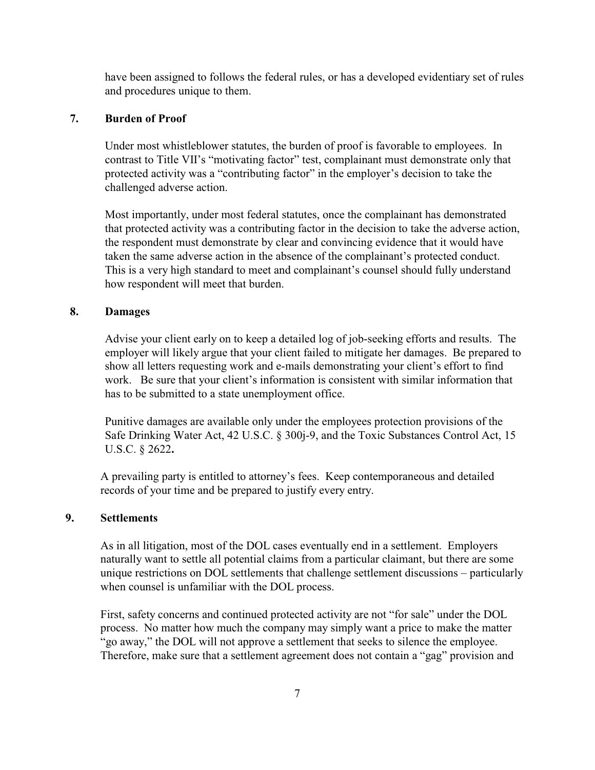have been assigned to follows the federal rules, or has a developed evidentiary set of rules and procedures unique to them.

## 7. Burden of Proof

Under most whistleblower statutes, the burden of proof is favorable to employees. In contrast to Title VII's "motivating factor" test, complainant must demonstrate only that protected activity was a "contributing factor" in the employer's decision to take the challenged adverse action.

Most importantly, under most federal statutes, once the complainant has demonstrated that protected activity was a contributing factor in the decision to take the adverse action, the respondent must demonstrate by clear and convincing evidence that it would have taken the same adverse action in the absence of the complainant's protected conduct. This is a very high standard to meet and complainant's counsel should fully understand how respondent will meet that burden.

## 8. Damages

Advise your client early on to keep a detailed log of job-seeking efforts and results. The employer will likely argue that your client failed to mitigate her damages. Be prepared to show all letters requesting work and e-mails demonstrating your client's effort to find work. Be sure that your client's information is consistent with similar information that has to be submitted to a state unemployment office.

Punitive damages are available only under the employees protection provisions of the Safe Drinking Water Act, 42 U.S.C. § 300j-9, and the Toxic Substances Control Act, 15 U.S.C. § 2622**.**

A prevailing party is entitled to attorney's fees. Keep contemporaneous and detailed records of your time and be prepared to justify every entry.

## 9. Settlements

As in all litigation, most of the DOL cases eventually end in a settlement. Employers naturally want to settle all potential claims from a particular claimant, but there are some unique restrictions on DOL settlements that challenge settlement discussions – particularly when counsel is unfamiliar with the DOL process.

First, safety concerns and continued protected activity are not "for sale" under the DOL process. No matter how much the company may simply want a price to make the matter "go away," the DOL will not approve a settlement that seeks to silence the employee. Therefore, make sure that a settlement agreement does not contain a "gag" provision and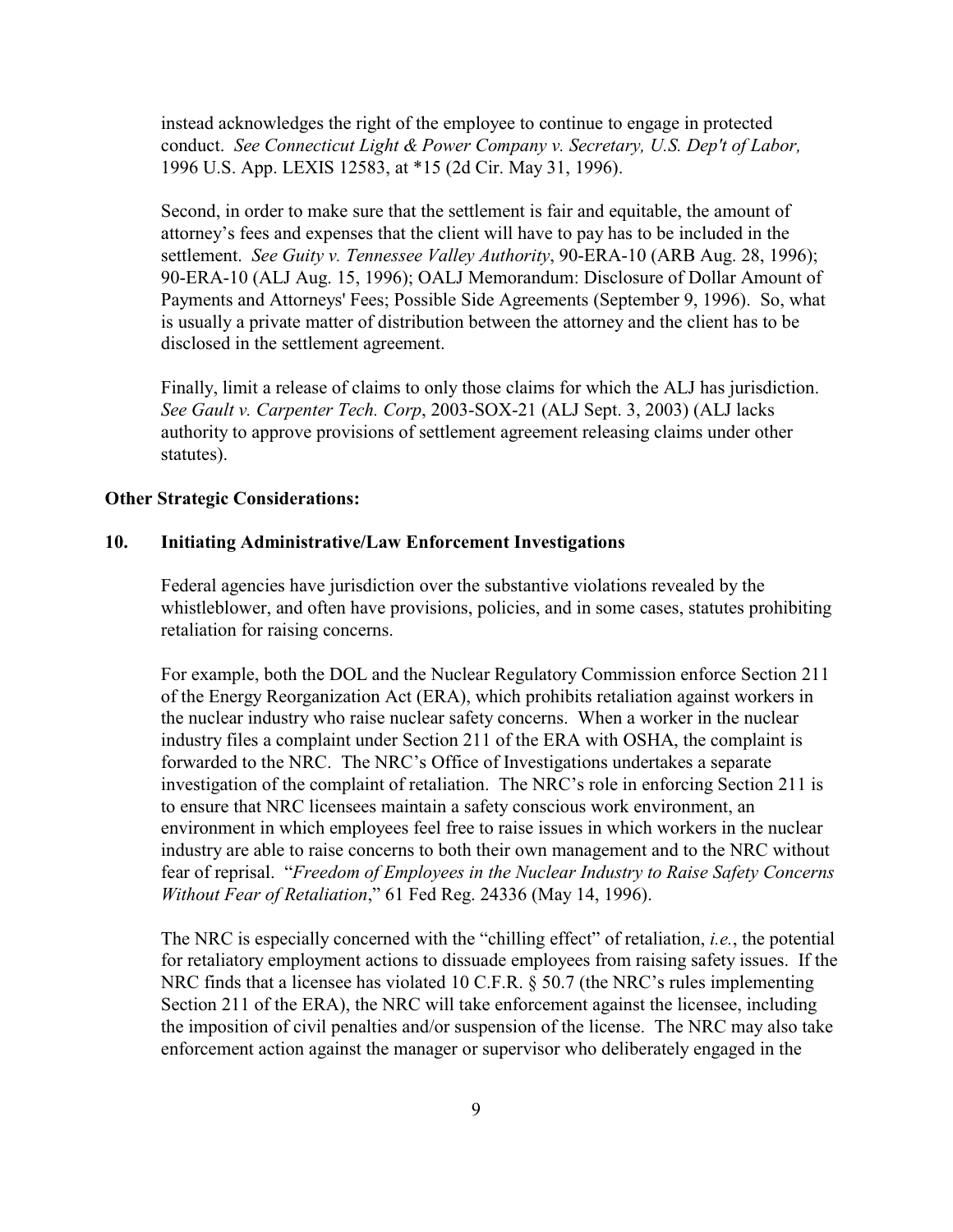instead acknowledges the right of the employee to continue to engage in protected conduct. *See Connecticut Light & Power Company v. Secretary, U.S. Dep't of Labor,* 1996 U.S. App. LEXIS 12583, at *15 (2d Cir. May 31, 1996).

Second, in order to make sure that the settlement is fair and equitable, the amount of attorney's fees and expenses that the client will have to pay has to be included in the settlement. *See Guity v. Tennessee Valley Authority*, 90-ERA-10 (ARB Aug. 28, 1996); 90-ERA-10 (ALJ Aug. 15, 1996); OALJ Memorandum: Disclosure of Dollar Amount of Payments and Attorneys' Fees; Possible Side Agreements (September 9, 1996). So, what is usually a private matter of distribution between the attorney and the client has to be disclosed in the settlement agreement.

Finally, limit a release of claims to only those claims for which the ALJ has jurisdiction. *See Gault v. Carpenter Tech. Corp*, 2003-SOX-21 (ALJ Sept. 3, 2003) (ALJ lacks authority to approve provisions of settlement agreement releasing claims under other statutes).

**Other Strategic Considerations:**

**10. Initiating Administrative/Law Enforcement Investigations**

Federal agencies have jurisdiction over the substantive violations revealed by the whistleblower, and often have provisions, policies, and in some cases, statutes prohibiting retaliation for raising concerns.

For example, both the DOL and the Nuclear Regulatory Commission enforce Section 211 of the Energy Reorganization Act (ERA), which prohibits retaliation against workers in the nuclear industry who raise nuclear safety concerns. When a worker in the nuclear industry files a complaint under Section 211 of the ERA with OSHA, the complaint is forwarded to the NRC. The NRC's Office of Investigations undertakes a separate investigation of the complaint of retaliation. The NRC's role in enforcing Section 211 is to ensure that NRC licensees maintain a safety conscious work environment, an environment in which employees feel free to raise issues in which workers in the nuclear industry are able to raise concerns to both their own management and to the NRC without fear of reprisal. "*Freedom of Employees in the Nuclear Industry to Raise Safety Concerns Without Fear of Retaliation*," 61 Fed Reg. 24336 (May 14, 1996).

The NRC is especially concerned with the "chilling effect" of retaliation, *i.e.*, the potential for retaliatory employment actions to dissuade employees from raising safety issues. If the NRC finds that a licensee has violated 10 C.F.R. § 50.7 (the NRC's rules implementing Section 211 of the ERA), the NRC will take enforcement against the licensee, including the imposition of civil penalties and/or suspension of the license. The NRC may also take enforcement action against the manager or supervisor who deliberately engaged in the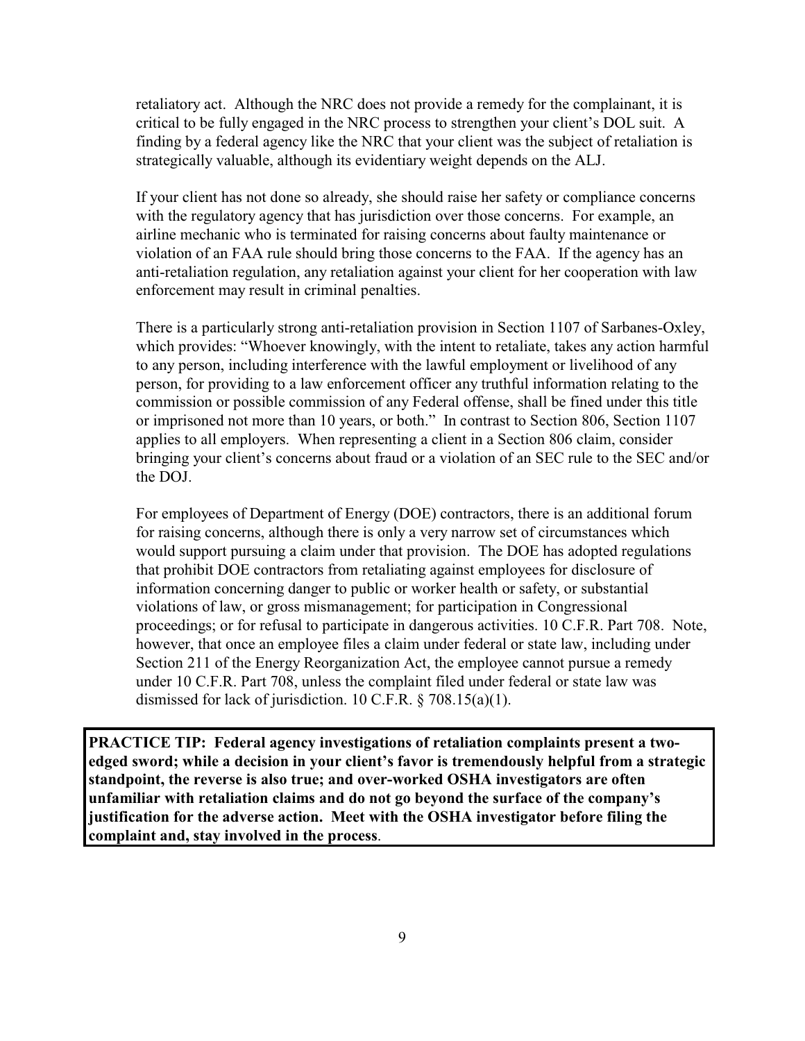retaliatory act. Although the NRC does not provide a remedy for the complainant, it is critical to be fully engaged in the NRC process to strengthen your client's DOL suit. A finding by a federal agency like the NRC that your client was the subject of retaliation is strategically valuable, although its evidentiary weight depends on the ALJ.

If your client has not done so already, she should raise her safety or compliance concerns with the regulatory agency that has jurisdiction over those concerns. For example, an airline mechanic who is terminated for raising concerns about faulty maintenance or violation of an FAA rule should bring those concerns to the FAA. If the agency has an anti-retaliation regulation, any retaliation against your client for her cooperation with law enforcement may result in criminal penalties.

There is a particularly strong anti-retaliation provision in Section 1107 of Sarbanes-Oxley, which provides: "Whoever knowingly, with the intent to retaliate, takes any action harmful to any person, including interference with the lawful employment or livelihood of any person, for providing to a law enforcement officer any truthful information relating to the commission or possible commission of any Federal offense, shall be fined under this title or imprisoned not more than 10 years, or both." In contrast to Section 806, Section 1107 applies to all employers. When representing a client in a Section 806 claim, consider bringing your client's concerns about fraud or a violation of an SEC rule to the SEC and/or the DOJ.

For employees of Department of Energy (DOE) contractors, there is an additional forum for raising concerns, although there is only a very narrow set of circumstances which would support pursuing a claim under that provision. The DOE has adopted regulations that prohibit DOE contractors from retaliating against employees for disclosure of information concerning danger to public or worker health or safety, or substantial violations of law, or gross mismanagement; for participation in Congressional proceedings; or for refusal to participate in dangerous activities. 10 C.F.R. Part 708. Note, however, that once an employee files a claim under federal or state law, including under Section 211 of the Energy Reorganization Act, the employee cannot pursue a remedy under 10 C.F.R. Part 708, unless the complaint filed under federal or state law was dismissed for lack of jurisdiction. 10 C.F.R. § 708.15(a)(1).

**PRACTICE TIP: Federal agency investigations of retaliation complaints present a two-edged sword; while a decision in your client's favor is tremendously helpful from a strategic standpoint, the reverse is also true; and over-worked OSHA investigators are often unfamiliar with retaliation claims and do not go beyond the surface of the company's justification for the adverse action. Meet with the OSHA investigator before filing the complaint and, stay involved in the process**.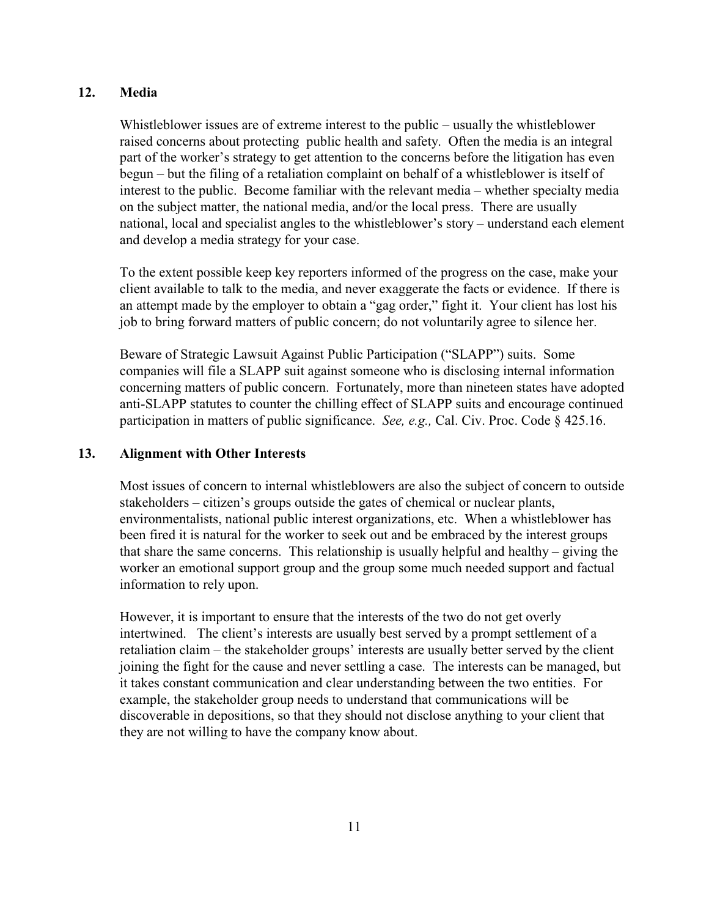## 12. Media

Whistleblower issues are of extreme interest to the public – usually the whistleblower raised concerns about protecting public health and safety. Often the media is an integral part of the worker's strategy to get attention to the concerns before the litigation has even begun – but the filing of a retaliation complaint on behalf of a whistleblower is itself of interest to the public. Become familiar with the relevant media – whether specialty media on the subject matter, the national media, and/or the local press. There are usually national, local and specialist angles to the whistleblower's story – understand each element and develop a media strategy for your case.

To the extent possible keep key reporters informed of the progress on the case, make your client available to talk to the media, and never exaggerate the facts or evidence. If there is an attempt made by the employer to obtain a "gag order," fight it. Your client has lost his job to bring forward matters of public concern; do not voluntarily agree to silence her.

Beware of Strategic Lawsuit Against Public Participation ("SLAPP") suits. Some companies will file a SLAPP suit against someone who is disclosing internal information concerning matters of public concern. Fortunately, more than nineteen states have adopted anti-SLAPP statutes to counter the chilling effect of SLAPP suits and encourage continued participation in matters of public significance. *See, e.g.,* Cal. Civ. Proc. Code § 425.16.

## 13. Alignment with Other Interests

Most issues of concern to internal whistleblowers are also the subject of concern to outside stakeholders – citizen's groups outside the gates of chemical or nuclear plants, environmentalists, national public interest organizations, etc. When a whistleblower has been fired it is natural for the worker to seek out and be embraced by the interest groups that share the same concerns. This relationship is usually helpful and healthy – giving the worker an emotional support group and the group some much needed support and factual information to rely upon.

However, it is important to ensure that the interests of the two do not get overly intertwined. The client's interests are usually best served by a prompt settlement of a retaliation claim – the stakeholder groups' interests are usually better served by the client joining the fight for the cause and never settling a case. The interests can be managed, but it takes constant communication and clear understanding between the two entities. For example, the stakeholder group needs to understand that communications will be discoverable in depositions, so that they should not disclose anything to your client that they are not willing to have the company know about.